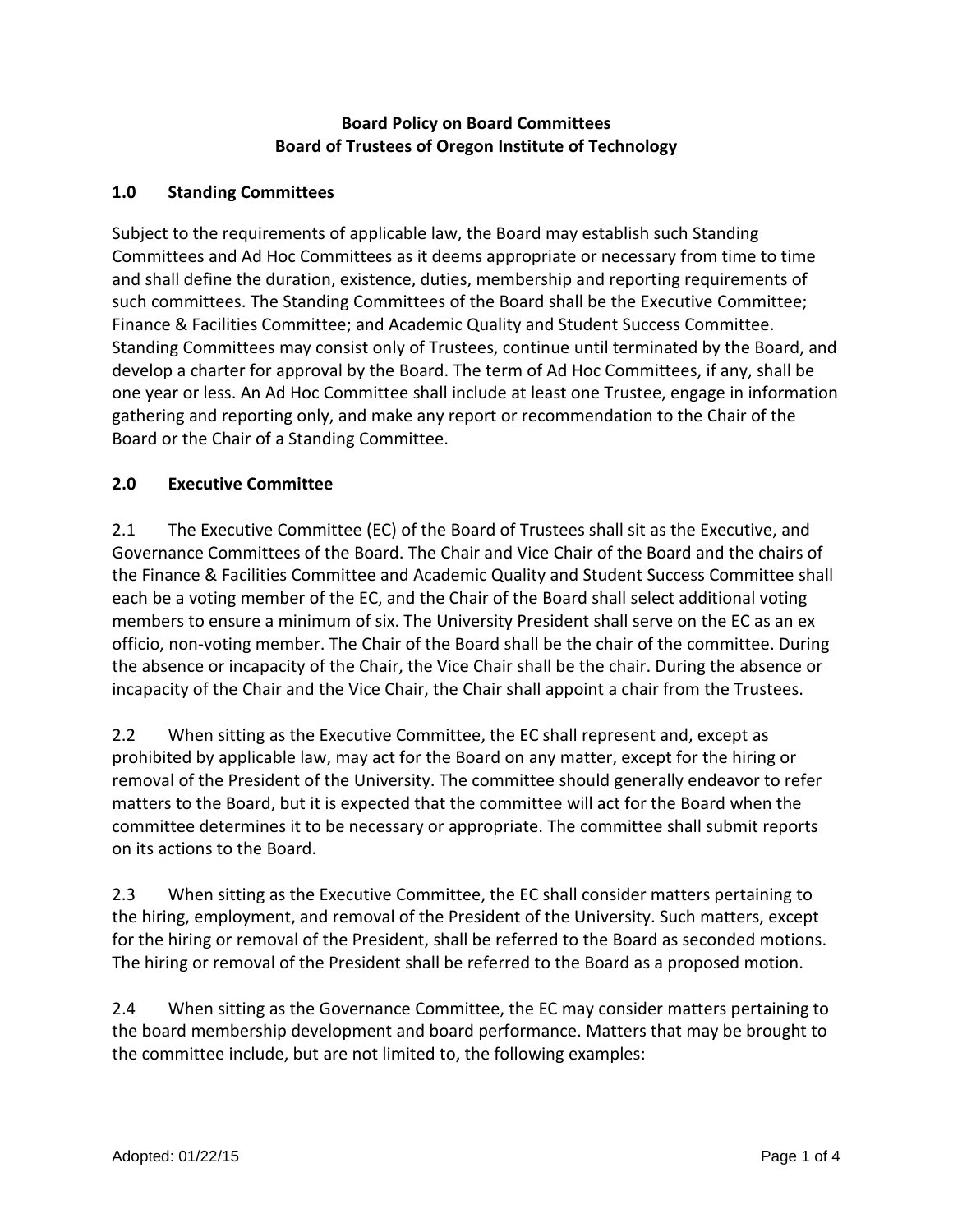**Board Policy on Board Committees**
**Board of Trustees of Oregon Institute of Technology**

## 1.0 Standing Committees

Subject to the requirements of applicable law, the Board may establish such Standing Committees and Ad Hoc Committees as it deems appropriate or necessary from time to time and shall define the duration, existence, duties, membership and reporting requirements of such committees. The Standing Committees of the Board shall be the Executive Committee; Finance & Facilities Committee; and Academic Quality and Student Success Committee. Standing Committees may consist only of Trustees, continue until terminated by the Board, and develop a charter for approval by the Board. The term of Ad Hoc Committees, if any, shall be one year or less. An Ad Hoc Committee shall include at least one Trustee, engage in information gathering and reporting only, and make any report or recommendation to the Chair of the Board or the Chair of a Standing Committee.

## 2.0 Executive Committee

2.1 The Executive Committee (EC) of the Board of Trustees shall sit as the Executive, and Governance Committees of the Board. The Chair and Vice Chair of the Board and the chairs of the Finance & Facilities Committee and Academic Quality and Student Success Committee shall each be a voting member of the EC, and the Chair of the Board shall select additional voting members to ensure a minimum of six. The University President shall serve on the EC as an ex officio, non-voting member. The Chair of the Board shall be the chair of the committee. During the absence or incapacity of the Chair, the Vice Chair shall be the chair. During the absence or incapacity of the Chair and the Vice Chair, the Chair shall appoint a chair from the Trustees.

2.2 When sitting as the Executive Committee, the EC shall represent and, except as prohibited by applicable law, may act for the Board on any matter, except for the hiring or removal of the President of the University. The committee should generally endeavor to refer matters to the Board, but it is expected that the committee will act for the Board when the committee determines it to be necessary or appropriate. The committee shall submit reports on its actions to the Board.

2.3 When sitting as the Executive Committee, the EC shall consider matters pertaining to the hiring, employment, and removal of the President of the University. Such matters, except for the hiring or removal of the President, shall be referred to the Board as seconded motions. The hiring or removal of the President shall be referred to the Board as a proposed motion.

2.4 When sitting as the Governance Committee, the EC may consider matters pertaining to the board membership development and board performance. Matters that may be brought to the committee include, but are not limited to, the following examples:

Adopted: 01/22/15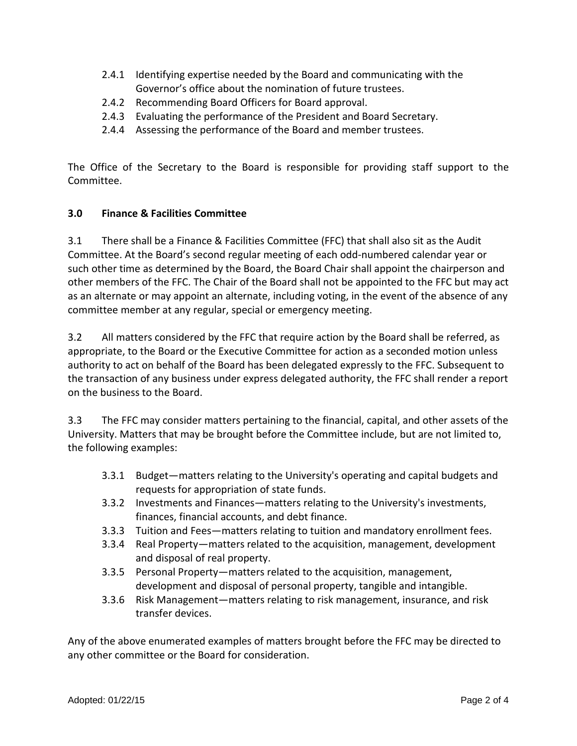2.4.1 Identifying expertise needed by the Board and communicating with the Governor's office about the nomination of future trustees.
2.4.2 Recommending Board Officers for Board approval.
2.4.3 Evaluating the performance of the President and Board Secretary.
2.4.4 Assessing the performance of the Board and member trustees.

The Office of the Secretary to the Board is responsible for providing staff support to the Committee.

### 3.0 Finance & Facilities Committee

3.1 There shall be a Finance & Facilities Committee (FFC) that shall also sit as the Audit Committee. At the Board's second regular meeting of each odd-numbered calendar year or such other time as determined by the Board, the Board Chair shall appoint the chairperson and other members of the FFC. The Chair of the Board shall not be appointed to the FFC but may act as an alternate or may appoint an alternate, including voting, in the event of the absence of any committee member at any regular, special or emergency meeting.

3.2 All matters considered by the FFC that require action by the Board shall be referred, as appropriate, to the Board or the Executive Committee for action as a seconded motion unless authority to act on behalf of the Board has been delegated expressly to the FFC. Subsequent to the transaction of any business under express delegated authority, the FFC shall render a report on the business to the Board.

3.3 The FFC may consider matters pertaining to the financial, capital, and other assets of the University. Matters that may be brought before the Committee include, but are not limited to, the following examples:

3.3.1 Budget—matters relating to the University's operating and capital budgets and requests for appropriation of state funds.
3.3.2 Investments and Finances—matters relating to the University's investments, finances, financial accounts, and debt finance.
3.3.3 Tuition and Fees—matters relating to tuition and mandatory enrollment fees.
3.3.4 Real Property—matters related to the acquisition, management, development and disposal of real property.
3.3.5 Personal Property—matters related to the acquisition, management, development and disposal of personal property, tangible and intangible.
3.3.6 Risk Management—matters relating to risk management, insurance, and risk transfer devices.

Any of the above enumerated examples of matters brought before the FFC may be directed to any other committee or the Board for consideration.

Adopted: 01/22/15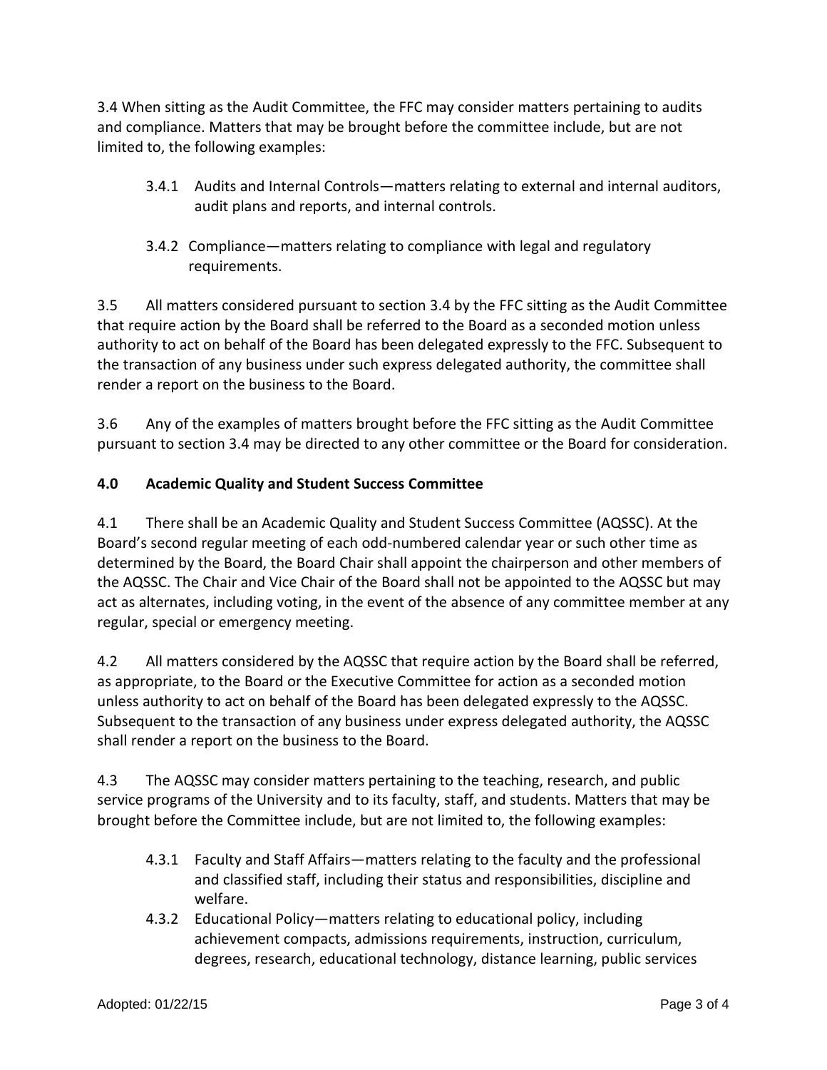3.4 When sitting as the Audit Committee, the FFC may consider matters pertaining to audits and compliance. Matters that may be brought before the committee include, but are not limited to, the following examples:

- 3.4.1 Audits and Internal Controls—matters relating to external and internal auditors, audit plans and reports, and internal controls.
- 3.4.2 Compliance—matters relating to compliance with legal and regulatory requirements.

3.5 All matters considered pursuant to section 3.4 by the FFC sitting as the Audit Committee that require action by the Board shall be referred to the Board as a seconded motion unless authority to act on behalf of the Board has been delegated expressly to the FFC. Subsequent to the transaction of any business under such express delegated authority, the committee shall render a report on the business to the Board.

3.6 Any of the examples of matters brought before the FFC sitting as the Audit Committee pursuant to section 3.4 may be directed to any other committee or the Board for consideration.

## 4.0 Academic Quality and Student Success Committee

4.1 There shall be an Academic Quality and Student Success Committee (AQSSC). At the Board's second regular meeting of each odd-numbered calendar year or such other time as determined by the Board, the Board Chair shall appoint the chairperson and other members of the AQSSC. The Chair and Vice Chair of the Board shall not be appointed to the AQSSC but may act as alternates, including voting, in the event of the absence of any committee member at any regular, special or emergency meeting.

4.2 All matters considered by the AQSSC that require action by the Board shall be referred, as appropriate, to the Board or the Executive Committee for action as a seconded motion unless authority to act on behalf of the Board has been delegated expressly to the AQSSC. Subsequent to the transaction of any business under express delegated authority, the AQSSC shall render a report on the business to the Board.

4.3 The AQSSC may consider matters pertaining to the teaching, research, and public service programs of the University and to its faculty, staff, and students. Matters that may be brought before the Committee include, but are not limited to, the following examples:

- 4.3.1 Faculty and Staff Affairs—matters relating to the faculty and the professional and classified staff, including their status and responsibilities, discipline and welfare.
- 4.3.2 Educational Policy—matters relating to educational policy, including achievement compacts, admissions requirements, instruction, curriculum, degrees, research, educational technology, distance learning, public services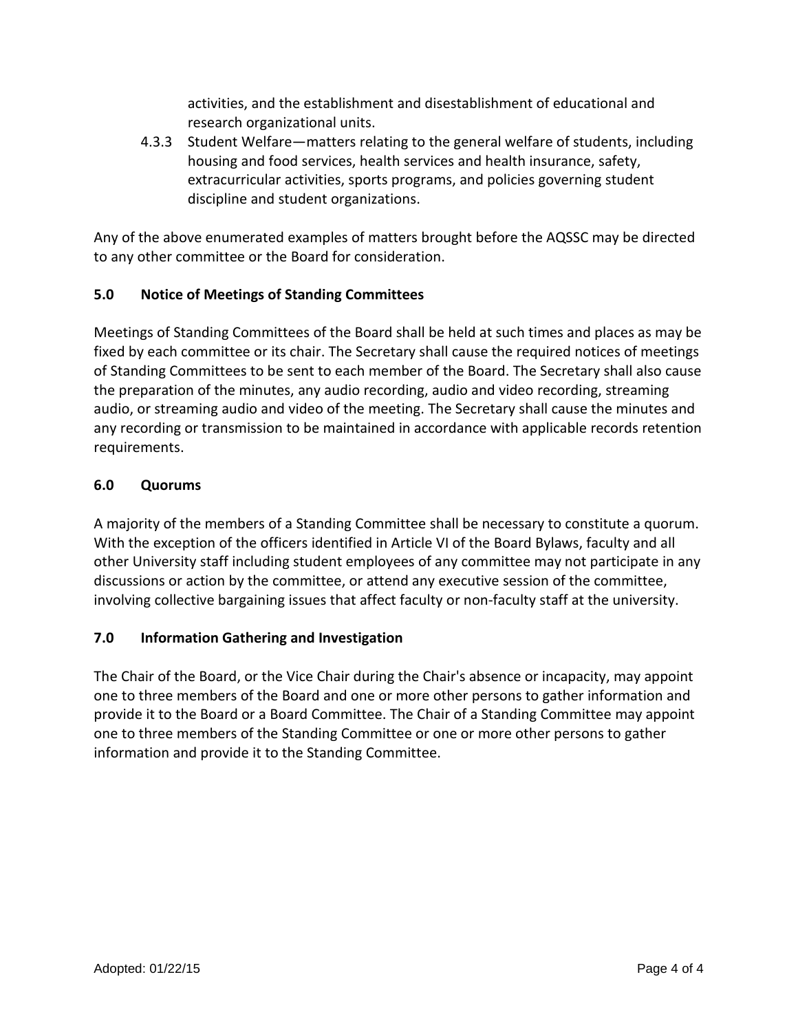activities, and the establishment and disestablishment of educational and research organizational units.

4.3.3 Student Welfare—matters relating to the general welfare of students, including housing and food services, health services and health insurance, safety, extracurricular activities, sports programs, and policies governing student discipline and student organizations.

Any of the above enumerated examples of matters brought before the AQSSC may be directed to any other committee or the Board for consideration.

## 5.0 Notice of Meetings of Standing Committees

Meetings of Standing Committees of the Board shall be held at such times and places as may be fixed by each committee or its chair. The Secretary shall cause the required notices of meetings of Standing Committees to be sent to each member of the Board. The Secretary shall also cause the preparation of the minutes, any audio recording, audio and video recording, streaming audio, or streaming audio and video of the meeting. The Secretary shall cause the minutes and any recording or transmission to be maintained in accordance with applicable records retention requirements.

## 6.0 Quorums

A majority of the members of a Standing Committee shall be necessary to constitute a quorum. With the exception of the officers identified in Article VI of the Board Bylaws, faculty and all other University staff including student employees of any committee may not participate in any discussions or action by the committee, or attend any executive session of the committee, involving collective bargaining issues that affect faculty or non-faculty staff at the university.

## 7.0 Information Gathering and Investigation

The Chair of the Board, or the Vice Chair during the Chair's absence or incapacity, may appoint one to three members of the Board and one or more other persons to gather information and provide it to the Board or a Board Committee. The Chair of a Standing Committee may appoint one to three members of the Standing Committee or one or more other persons to gather information and provide it to the Standing Committee.

Adopted: 01/22/15